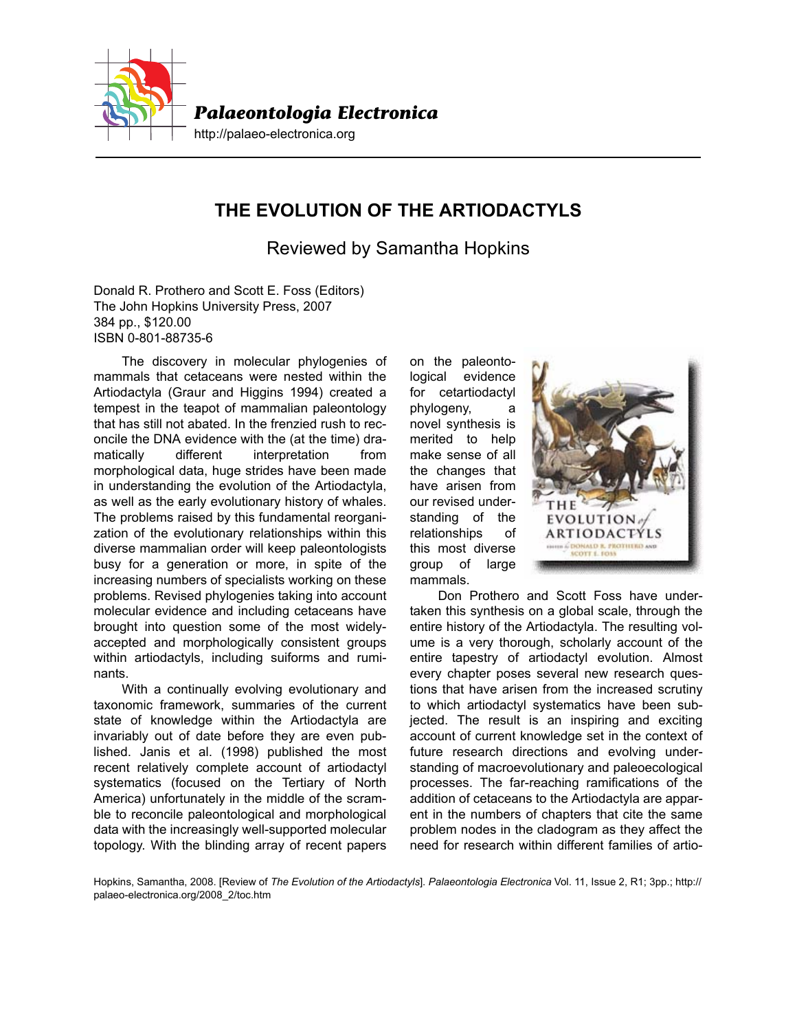# THE EVOLUTION OF THE ARTIODACTYLS

Reviewed by Samantha Hopkins

Donald R. Prothero and Scott E. Foss (Editors)
The John Hopkins University Press, 2007
384 pp., $120.00
ISBN 0-801-88735-6

The discovery in molecular phylogenies of mammals that cetaceans were nested within the Artiodactyla (Graur and Higgins 1994) created a tempest in the teapot of mammalian paleontology that has still not abated. In the frenzied rush to reconcile the DNA evidence with the (at the time) dramatically different interpretation from morphological data, huge strides have been made in understanding the evolution of the Artiodactyla, as well as the early evolutionary history of whales. The problems raised by this fundamental reorganization of the evolutionary relationships within this diverse mammalian order will keep paleontologists busy for a generation or more, in spite of the increasing numbers of specialists working on these problems. Revised phylogenies taking into account molecular evidence and including cetaceans have brought into question some of the most widely-accepted and morphologically consistent groups within artiodactyls, including suiforms and ruminants.

With a continually evolving evolutionary and taxonomic framework, summaries of the current state of knowledge within the Artiodactyla are invariably out of date before they are even published. Janis et al. (1998) published the most recent relatively complete account of artiodactyl systematics (focused on the Tertiary of North America) unfortunately in the middle of the scramble to reconcile paleontological and morphological data with the increasingly well-supported molecular topology. With the blinding array of recent papers on the paleontological evidence for cetartiodactyl phylogeny, a novel synthesis is merited to help make sense of all the changes that have arisen from our revised understanding of the relationships of this most diverse group of large mammals.

Don Prothero and Scott Foss have undertaken this synthesis on a global scale, through the entire history of the Artiodactyla. The resulting volume is a very thorough, scholarly account of the entire artiodactyl evolution. Almost every chapter poses several new research questions that have arisen from the increased scrutiny to which artiodactyl systematics have been subjected. The result is an inspiring and exciting account of current knowledge set in the context of future research directions and evolving understanding of macroevolutionary and paleoecological processes. The far-reaching ramifications of the addition of cetaceans to the Artiodactyla are apparent in the numbers of chapters that cite the same problem nodes in the cladogram as they affect the need for research within different families of artio-

Hopkins, Samantha, 2008. [Review of *The Evolution of the Artiodactyls*]. *Palaeontologia Electronica* Vol. 11, Issue 2, R1; 3pp.; http://palaeo-electronica.org/2008_2/toc.htm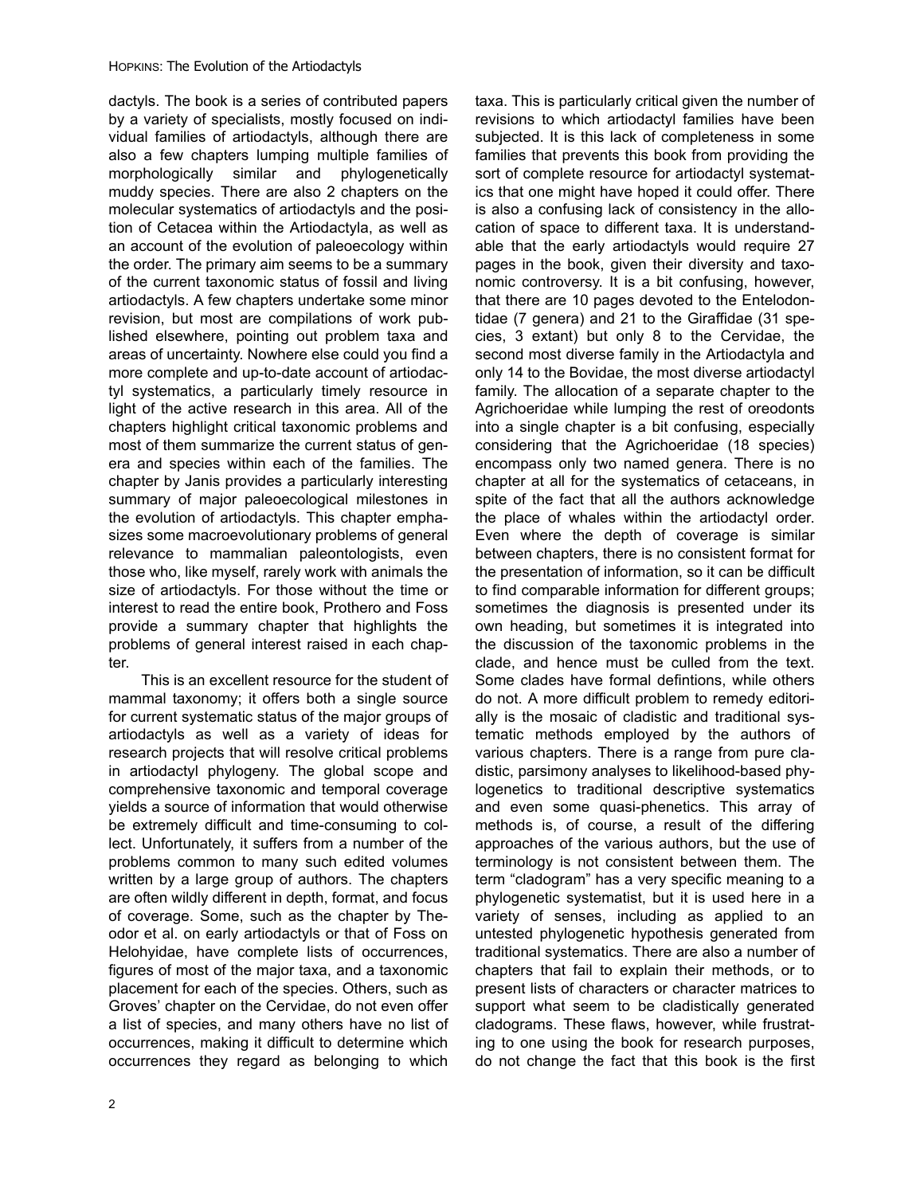dactyls. The book is a series of contributed papers by a variety of specialists, mostly focused on individual families of artiodactyls, although there are also a few chapters lumping multiple families of morphologically similar and phylogenetically muddy species. There are also 2 chapters on the molecular systematics of artiodactyls and the position of Cetacea within the Artiodactyla, as well as an account of the evolution of paleoecology within the order. The primary aim seems to be a summary of the current taxonomic status of fossil and living artiodactyls. A few chapters undertake some minor revision, but most are compilations of work published elsewhere, pointing out problem taxa and areas of uncertainty. Nowhere else could you find a more complete and up-to-date account of artiodactyl systematics, a particularly timely resource in light of the active research in this area. All of the chapters highlight critical taxonomic problems and most of them summarize the current status of genera and species within each of the families. The chapter by Janis provides a particularly interesting summary of major paleoecological milestones in the evolution of artiodactyls. This chapter emphasizes some macroevolutionary problems of general relevance to mammalian paleontologists, even those who, like myself, rarely work with animals the size of artiodactyls. For those without the time or interest to read the entire book, Prothero and Foss provide a summary chapter that highlights the problems of general interest raised in each chapter.

This is an excellent resource for the student of mammal taxonomy; it offers both a single source for current systematic status of the major groups of artiodactyls as well as a variety of ideas for research projects that will resolve critical problems in artiodactyl phylogeny. The global scope and comprehensive taxonomic and temporal coverage yields a source of information that would otherwise be extremely difficult and time-consuming to collect. Unfortunately, it suffers from a number of the problems common to many such edited volumes written by a large group of authors. The chapters are often wildly different in depth, format, and focus of coverage. Some, such as the chapter by Theodor et al. on early artiodactyls or that of Foss on Helohyidae, have complete lists of occurrences, figures of most of the major taxa, and a taxonomic placement for each of the species. Others, such as Groves' chapter on the Cervidae, do not even offer a list of species, and many others have no list of occurrences, making it difficult to determine which occurrences they regard as belonging to which taxa. This is particularly critical given the number of revisions to which artiodactyl families have been subjected. It is this lack of completeness in some families that prevents this book from providing the sort of complete resource for artiodactyl systematics that one might have hoped it could offer. There is also a confusing lack of consistency in the allocation of space to different taxa. It is understandable that the early artiodactyls would require 27 pages in the book, given their diversity and taxonomic controversy. It is a bit confusing, however, that there are 10 pages devoted to the Entelodontidae (7 genera) and 21 to the Giraffidae (31 species, 3 extant) but only 8 to the Cervidae, the second most diverse family in the Artiodactyla and only 14 to the Bovidae, the most diverse artiodactyl family. The allocation of a separate chapter to the Agrichoeridae while lumping the rest of oreodonts into a single chapter is a bit confusing, especially considering that the Agrichoeridae (18 species) encompass only two named genera. There is no chapter at all for the systematics of cetaceans, in spite of the fact that all the authors acknowledge the place of whales within the artiodactyl order. Even where the depth of coverage is similar between chapters, there is no consistent format for the presentation of information, so it can be difficult to find comparable information for different groups; sometimes the diagnosis is presented under its own heading, but sometimes it is integrated into the discussion of the taxonomic problems in the clade, and hence must be culled from the text. Some clades have formal defintions, while others do not. A more difficult problem to remedy editorially is the mosaic of cladistic and traditional systematic methods employed by the authors of various chapters. There is a range from pure cladistic, parsimony analyses to likelihood-based phylogenetics to traditional descriptive systematics and even some quasi-phenetics. This array of methods is, of course, a result of the differing approaches of the various authors, but the use of terminology is not consistent between them. The term "cladogram" has a very specific meaning to a phylogenetic systematist, but it is used here in a variety of senses, including as applied to an untested phylogenetic hypothesis generated from traditional systematics. There are also a number of chapters that fail to explain their methods, or to present lists of characters or character matrices to support what seem to be cladistically generated cladograms. These flaws, however, while frustrating to one using the book for research purposes, do not change the fact that this book is the first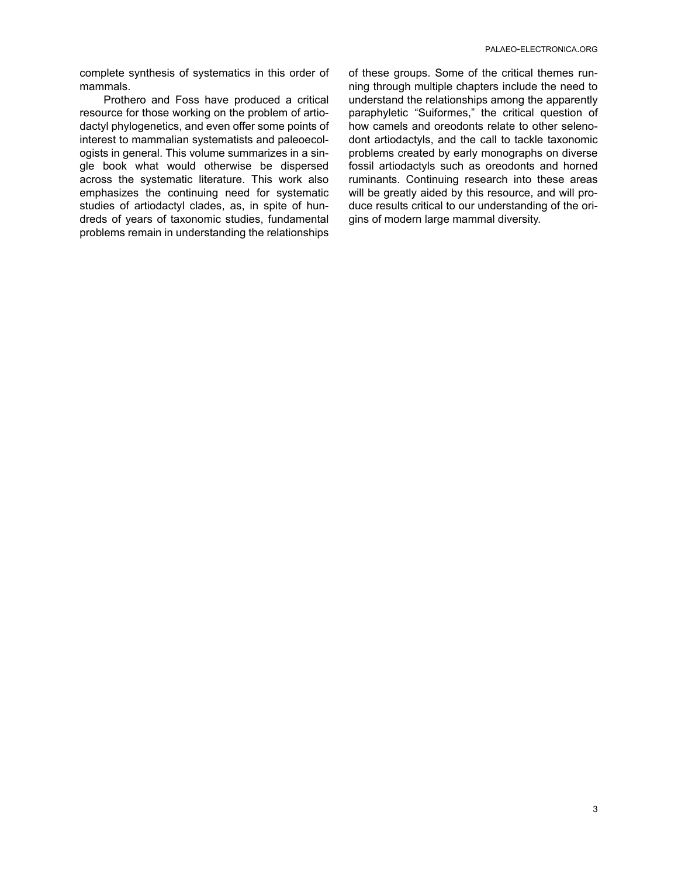complete synthesis of systematics in this order of mammals.

Prothero and Foss have produced a critical resource for those working on the problem of artiodactyl phylogenetics, and even offer some points of interest to mammalian systematists and paleoecologists in general. This volume summarizes in a single book what would otherwise be dispersed across the systematic literature. This work also emphasizes the continuing need for systematic studies of artiodactyl clades, as, in spite of hundreds of years of taxonomic studies, fundamental problems remain in understanding the relationships of these groups. Some of the critical themes running through multiple chapters include the need to understand the relationships among the apparently paraphyletic "Suiformes," the critical question of how camels and oreodonts relate to other selenodont artiodactyls, and the call to tackle taxonomic problems created by early monographs on diverse fossil artiodactyls such as oreodonts and horned ruminants. Continuing research into these areas will be greatly aided by this resource, and will produce results critical to our understanding of the origins of modern large mammal diversity.